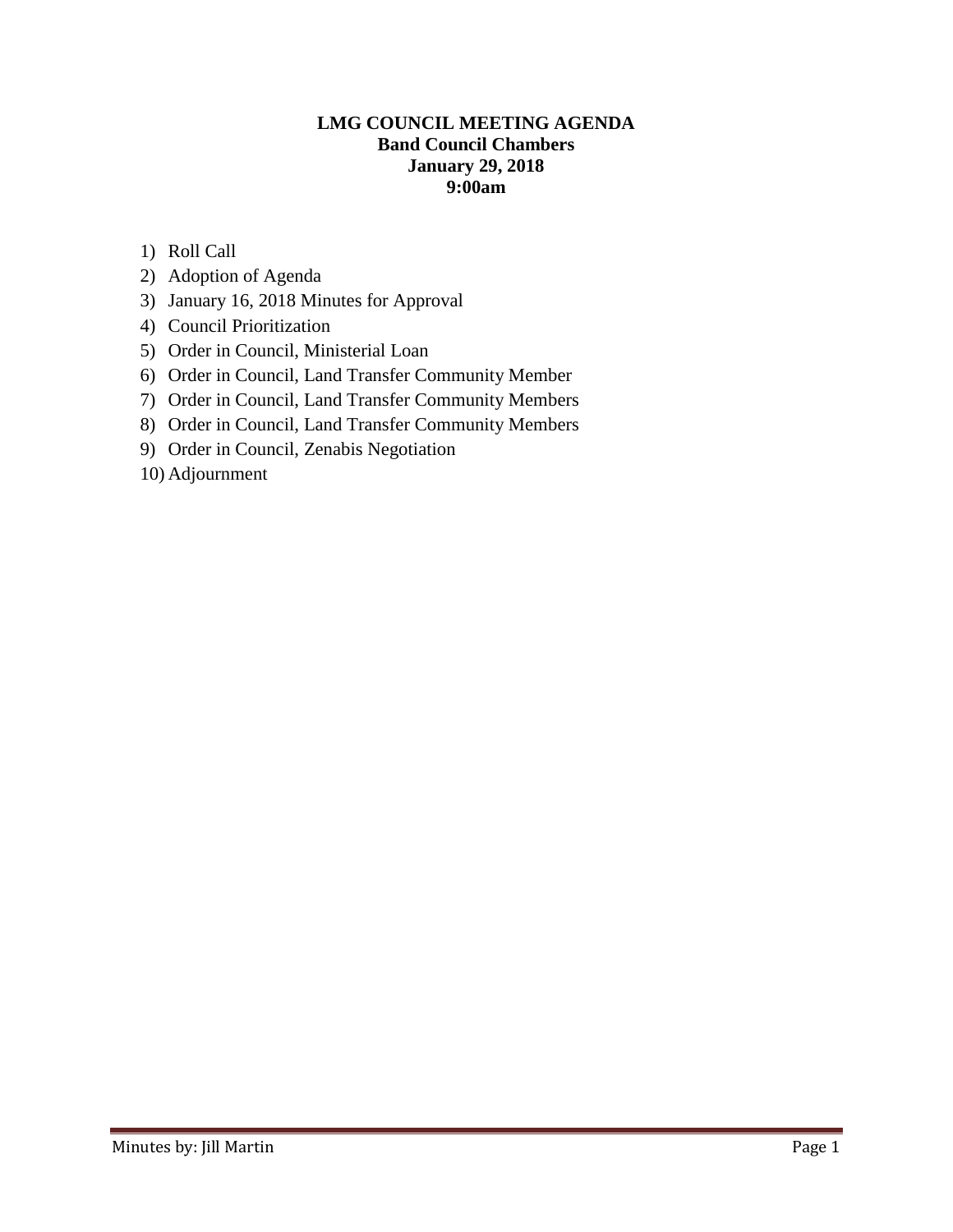# LMG COUNCIL MEETING AGENDA
## Band Council Chambers
## January 29, 2018
## 9:00am

1) Roll Call
2) Adoption of Agenda
3) January 16, 2018 Minutes for Approval
4) Council Prioritization
5) Order in Council, Ministerial Loan
6) Order in Council, Land Transfer Community Member
7) Order in Council, Land Transfer Community Members
8) Order in Council, Land Transfer Community Members
9) Order in Council, Zenabis Negotiation
10) Adjournment

Minutes by: Jill Martin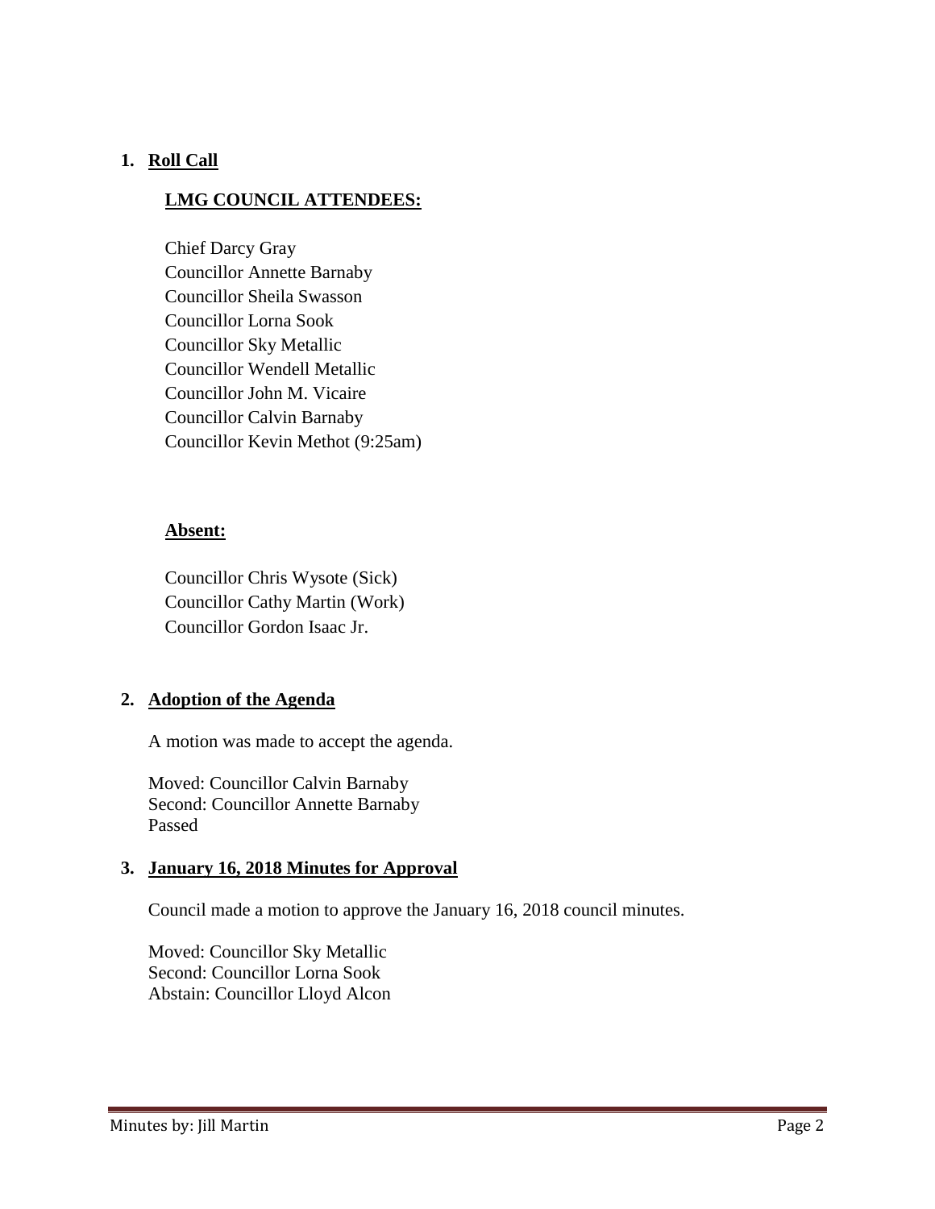1. **Roll Call**

   **LMG COUNCIL ATTENDEES:**

   Chief Darcy Gray
   Councillor Annette Barnaby
   Councillor Sheila Swasson
   Councillor Lorna Sook
   Councillor Sky Metallic
   Councillor Wendell Metallic
   Councillor John M. Vicaire
   Councillor Calvin Barnaby
   Councillor Kevin Methot (9:25am)

   **Absent:**

   Councillor Chris Wysote (Sick)
   Councillor Cathy Martin (Work)
   Councillor Gordon Isaac Jr.

2. **Adoption of the Agenda**

   A motion was made to accept the agenda.

   Moved: Councillor Calvin Barnaby
   Second: Councillor Annette Barnaby
   Passed

3. **January 16, 2018 Minutes for Approval**

   Council made a motion to approve the January 16, 2018 council minutes.

   Moved: Councillor Sky Metallic
   Second: Councillor Lorna Sook
   Abstain: Councillor Lloyd Alcon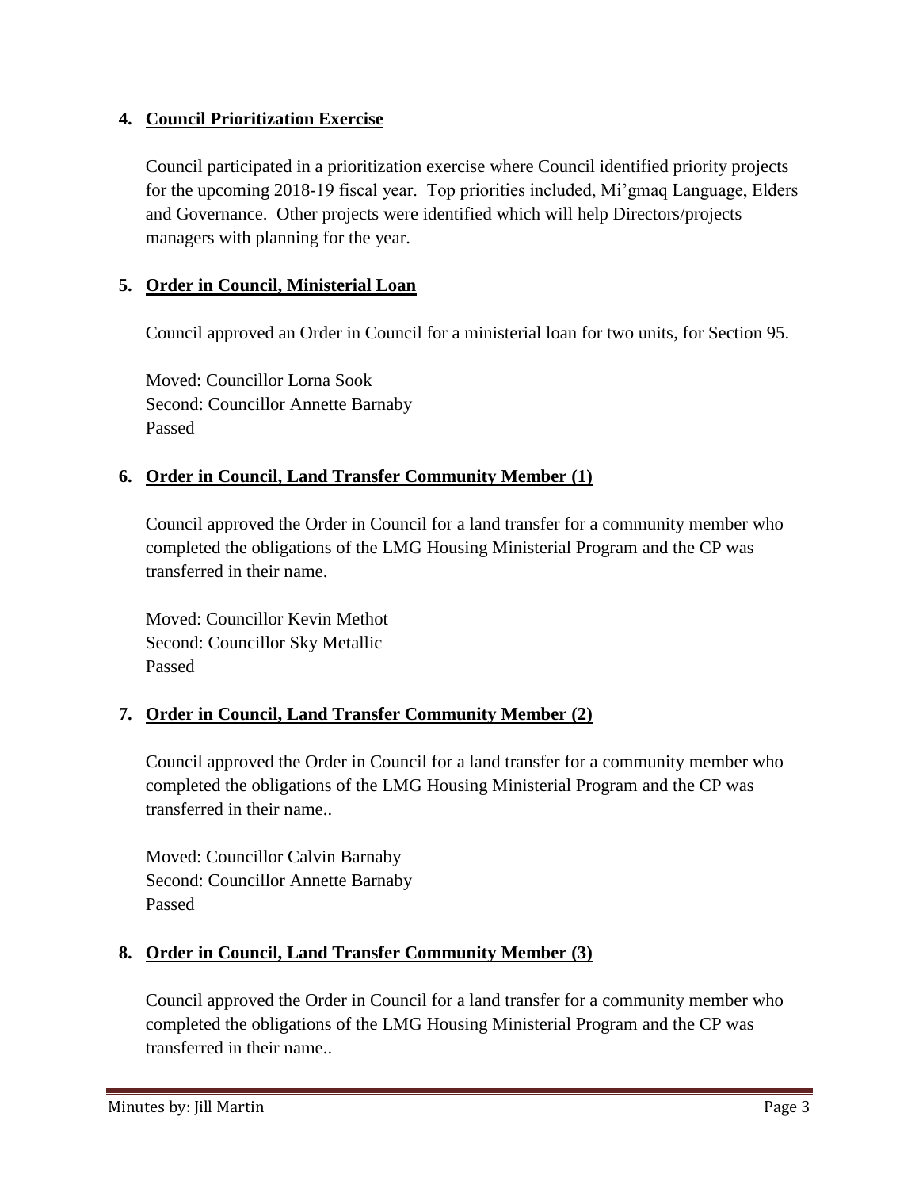4. **Council Prioritization Exercise**

   Council participated in a prioritization exercise where Council identified priority projects for the upcoming 2018-19 fiscal year. Top priorities included, Mi'gmaq Language, Elders and Governance. Other projects were identified which will help Directors/projects managers with planning for the year.

5. **Order in Council, Ministerial Loan**

   Council approved an Order in Council for a ministerial loan for two units, for Section 95.

   Moved: Councillor Lorna Sook
   Second: Councillor Annette Barnaby
   Passed

6. **Order in Council, Land Transfer Community Member (1)**

   Council approved the Order in Council for a land transfer for a community member who completed the obligations of the LMG Housing Ministerial Program and the CP was transferred in their name.

   Moved: Councillor Kevin Methot
   Second: Councillor Sky Metallic
   Passed

7. **Order in Council, Land Transfer Community Member (2)**

   Council approved the Order in Council for a land transfer for a community member who completed the obligations of the LMG Housing Ministerial Program and the CP was transferred in their name..

   Moved: Councillor Calvin Barnaby
   Second: Councillor Annette Barnaby
   Passed

8. **Order in Council, Land Transfer Community Member (3)**

   Council approved the Order in Council for a land transfer for a community member who completed the obligations of the LMG Housing Ministerial Program and the CP was transferred in their name..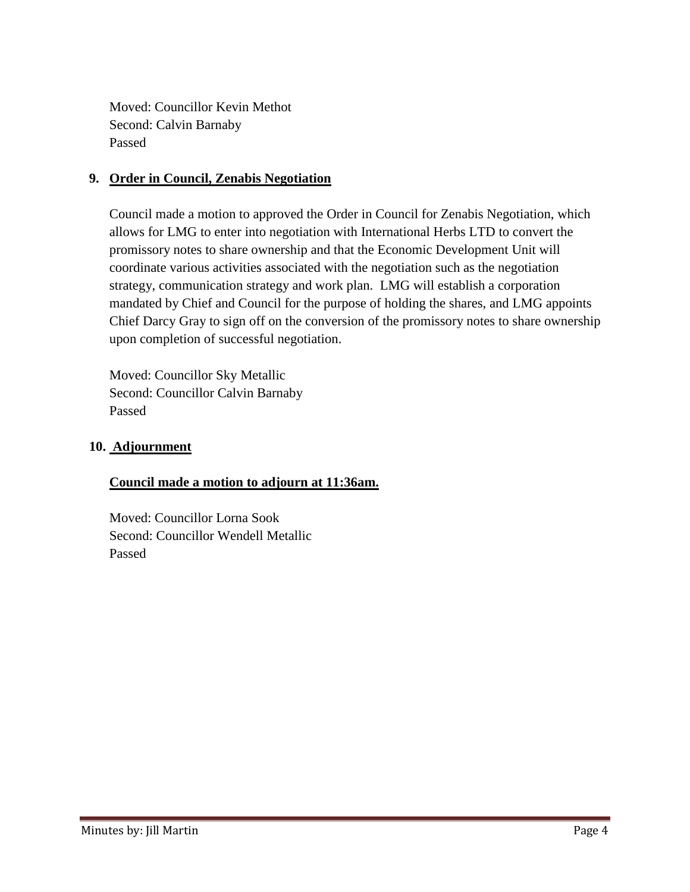Moved: Councillor Kevin Methot
Second: Calvin Barnaby
Passed

## 9. Order in Council, Zenabis Negotiation

Council made a motion to approved the Order in Council for Zenabis Negotiation, which allows for LMG to enter into negotiation with International Herbs LTD to convert the promissory notes to share ownership and that the Economic Development Unit will coordinate various activities associated with the negotiation such as the negotiation strategy, communication strategy and work plan. LMG will establish a corporation mandated by Chief and Council for the purpose of holding the shares, and LMG appoints Chief Darcy Gray to sign off on the conversion of the promissory notes to share ownership upon completion of successful negotiation.

Moved: Councillor Sky Metallic
Second: Councillor Calvin Barnaby
Passed

## 10. Adjournment

**Council made a motion to adjourn at 11:36am.**

Moved: Councillor Lorna Sook
Second: Councillor Wendell Metallic
Passed